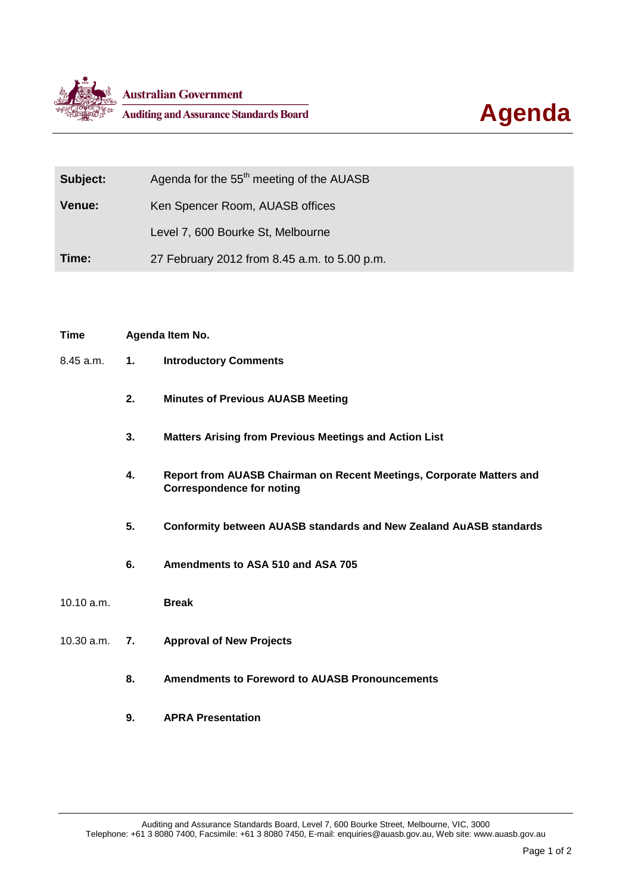Australian Government

Auditing and Assurance Standards Board

# Agenda

| | |
|---|---|
| **Subject:** | Agenda for the 55th meeting of the AUASB |
| **Venue:** | Ken Spencer Room, AUASB offices |
| | Level 7, 600 Bourke St, Melbourne |
| **Time:** | 27 February 2012 from 8.45 a.m. to 5.00 p.m. |

| Time | Agenda Item No. | |
|---|---|---|
| 8.45 a.m. | **1.** | **Introductory Comments** |
| | **2.** | **Minutes of Previous AUASB Meeting** |
| | **3.** | **Matters Arising from Previous Meetings and Action List** |
| | **4.** | **Report from AUASB Chairman on Recent Meetings, Corporate Matters and Correspondence for noting** |
| | **5.** | **Conformity between AUASB standards and New Zealand AuASB standards** |
| | **6.** | **Amendments to ASA 510 and ASA 705** |
| 10.10 a.m. | | **Break** |
| 10.30 a.m. | **7.** | **Approval of New Projects** |
| | **8.** | **Amendments to Foreword to AUASB Pronouncements** |
| | **9.** | **APRA Presentation** |

Auditing and Assurance Standards Board, Level 7, 600 Bourke Street, Melbourne, VIC, 3000
Telephone: +61 3 8080 7400, Facsimile: +61 3 8080 7450, E-mail: enquiries@auasb.gov.au, Web site: www.auasb.gov.au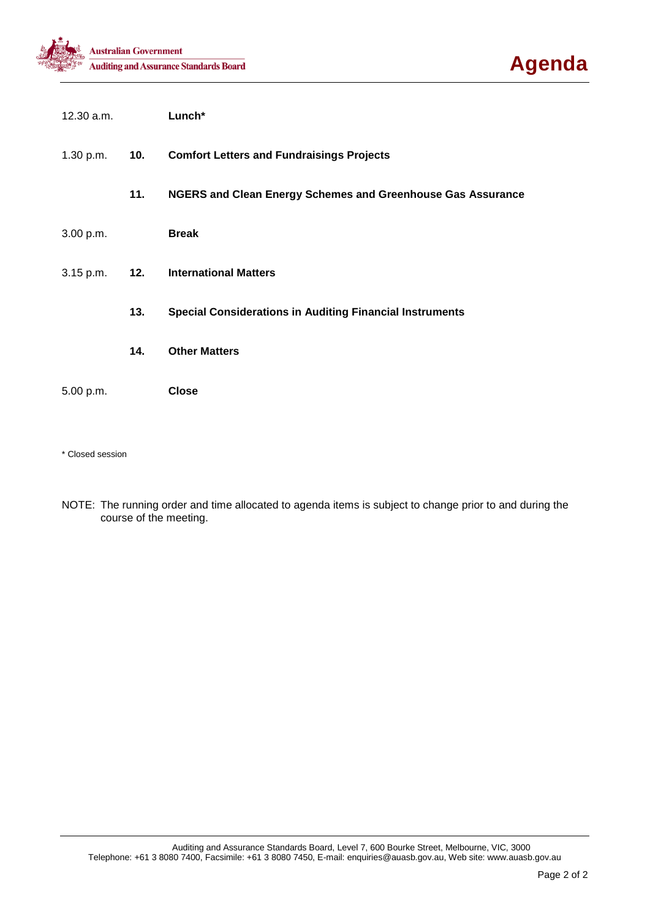| | | |
|---|---|---|
| 12.30 a.m. | | **Lunch*** |
| 1.30 p.m. | **10.** | **Comfort Letters and Fundraisings Projects** |
| | **11.** | **NGERS and Clean Energy Schemes and Greenhouse Gas Assurance** |
| 3.00 p.m. | | **Break** |
| 3.15 p.m. | **12.** | **International Matters** |
| | **13.** | **Special Considerations in Auditing Financial Instruments** |
| | **14.** | **Other Matters** |
| 5.00 p.m. | | **Close** |

* Closed session

NOTE: The running order and time allocated to agenda items is subject to change prior to and during the course of the meeting.